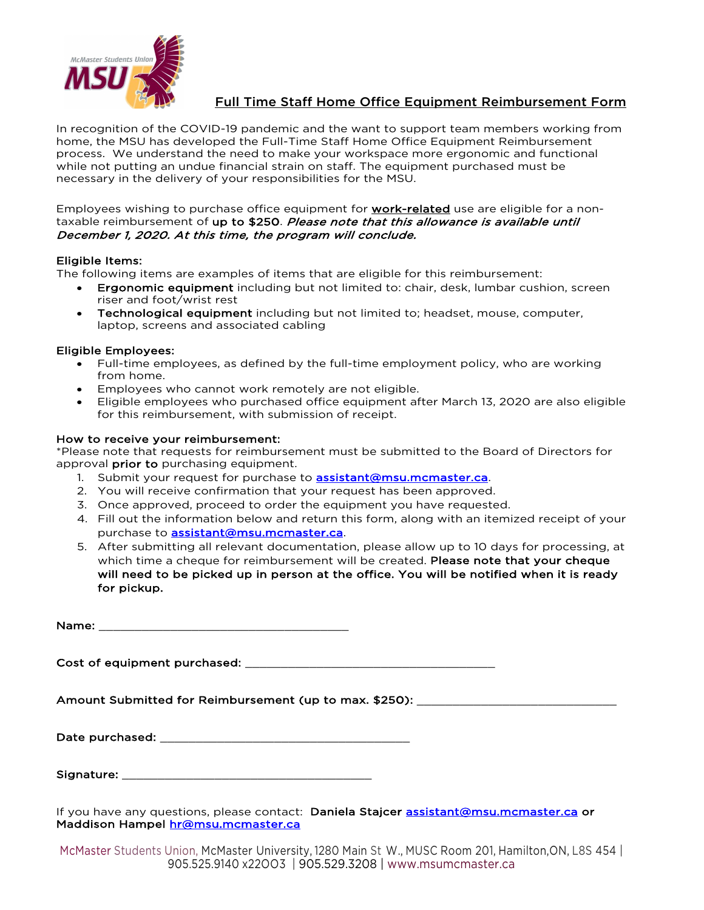# Full Time Staff Home Office Equipment Reimbursement Form

In recognition of the COVID-19 pandemic and the want to support team members working from home, the MSU has developed the Full-Time Staff Home Office Equipment Reimbursement process. We understand the need to make your workspace more ergonomic and functional while not putting an undue financial strain on staff. The equipment purchased must be necessary in the delivery of your responsibilities for the MSU.

Employees wishing to purchase office equipment for **work-related** use are eligible for a non-taxable reimbursement of **up to $250**. ***Please note that this allowance is available until December 1, 2020. At this time, the program will conclude.***

**Eligible Items:**
The following items are examples of items that are eligible for this reimbursement:

- **Ergonomic equipment** including but not limited to: chair, desk, lumbar cushion, screen riser and foot/wrist rest
- **Technological equipment** including but not limited to; headset, mouse, computer, laptop, screens and associated cabling

**Eligible Employees:**

- Full-time employees, as defined by the full-time employment policy, who are working from home.
- Employees who cannot work remotely are not eligible.
- Eligible employees who purchased office equipment after March 13, 2020 are also eligible for this reimbursement, with submission of receipt.

**How to receive your reimbursement:**
*Please note that requests for reimbursement must be submitted to the Board of Directors for approval **prior to** purchasing equipment.

1. Submit your request for purchase to assistant@msu.mcmaster.ca.
2. You will receive confirmation that your request has been approved.
3. Once approved, proceed to order the equipment you have requested.
4. Fill out the information below and return this form, along with an itemized receipt of your purchase to assistant@msu.mcmaster.ca.
5. After submitting all relevant documentation, please allow up to 10 days for processing, at which time a cheque for reimbursement will be created. **Please note that your cheque will need to be picked up in person at the office. You will be notified when it is ready for pickup.**

**Name:** ________________________________________

**Cost of equipment purchased:** ________________________________________

**Amount Submitted for Reimbursement (up to max. $250):** ________________________________

**Date purchased:** ________________________________________

**Signature:** ________________________________________

If you have any questions, please contact: **Daniela Stajcer** assistant@msu.mcmaster.ca **or Maddison Hampel** hr@msu.mcmaster.ca

McMaster Students Union, McMaster University, 1280 Main St W., MUSC Room 201, Hamilton, ON, L8S 4S4 | 905.525.9140 x22003 | 905.529.3208 | www.msumcmaster.ca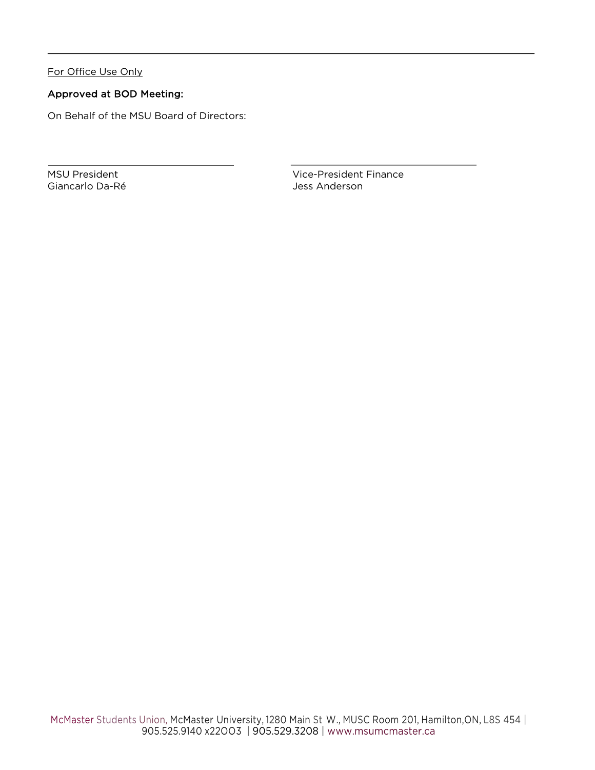---

<u>For Office Use Only</u>

**Approved at BOD Meeting:**

On Behalf of the MSU Board of Directors:

| | |
|---|---|
| ______________________________ | ______________________________ |
| MSU President<br>Giancarlo Da-Ré | Vice-President Finance<br>Jess Anderson |